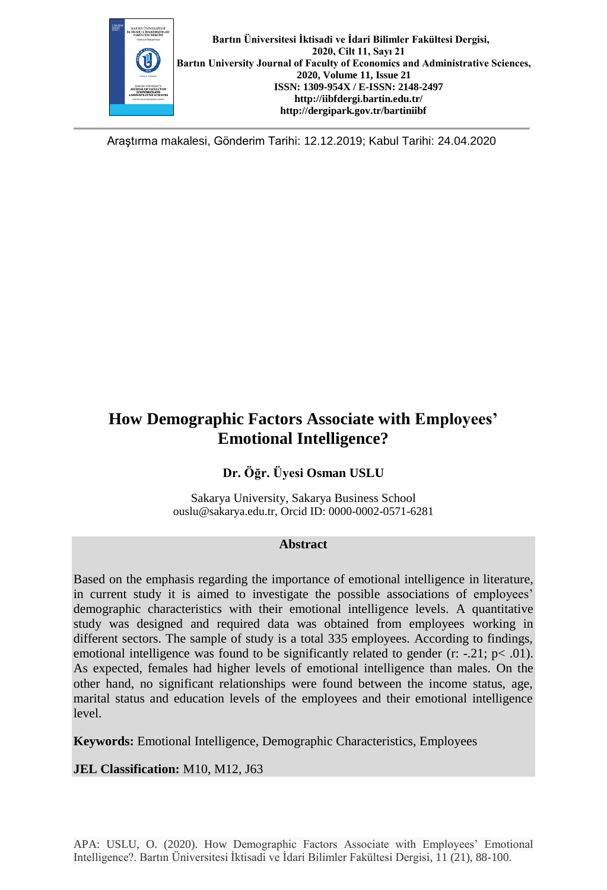Araştırma makalesi, Gönderim Tarihi: 12.12.2019; Kabul Tarihi: 24.04.2020

# How Demographic Factors Associate with Employees' Emotional Intelligence?

**Dr. Öğr. Üyesi Osman USLU**

Sakarya University, Sakarya Business School
ouslu@sakarya.edu.tr, Orcid ID: 0000-0002-0571-6281

## Abstract

Based on the emphasis regarding the importance of emotional intelligence in literature, in current study it is aimed to investigate the possible associations of employees' demographic characteristics with their emotional intelligence levels. A quantitative study was designed and required data was obtained from employees working in different sectors. The sample of study is a total 335 employees. According to findings, emotional intelligence was found to be significantly related to gender (r: -.21; $p < .01$). As expected, females had higher levels of emotional intelligence than males. On the other hand, no significant relationships were found between the income status, age, marital status and education levels of the employees and their emotional intelligence level.

**Keywords:** Emotional Intelligence, Demographic Characteristics, Employees

**JEL Classification:** M10, M12, J63

APA: USLU, O. (2020). How Demographic Factors Associate with Employees' Emotional Intelligence?. Bartın Üniversitesi İktisadi ve İdari Bilimler Fakültesi Dergisi, 11 (21), 88-100.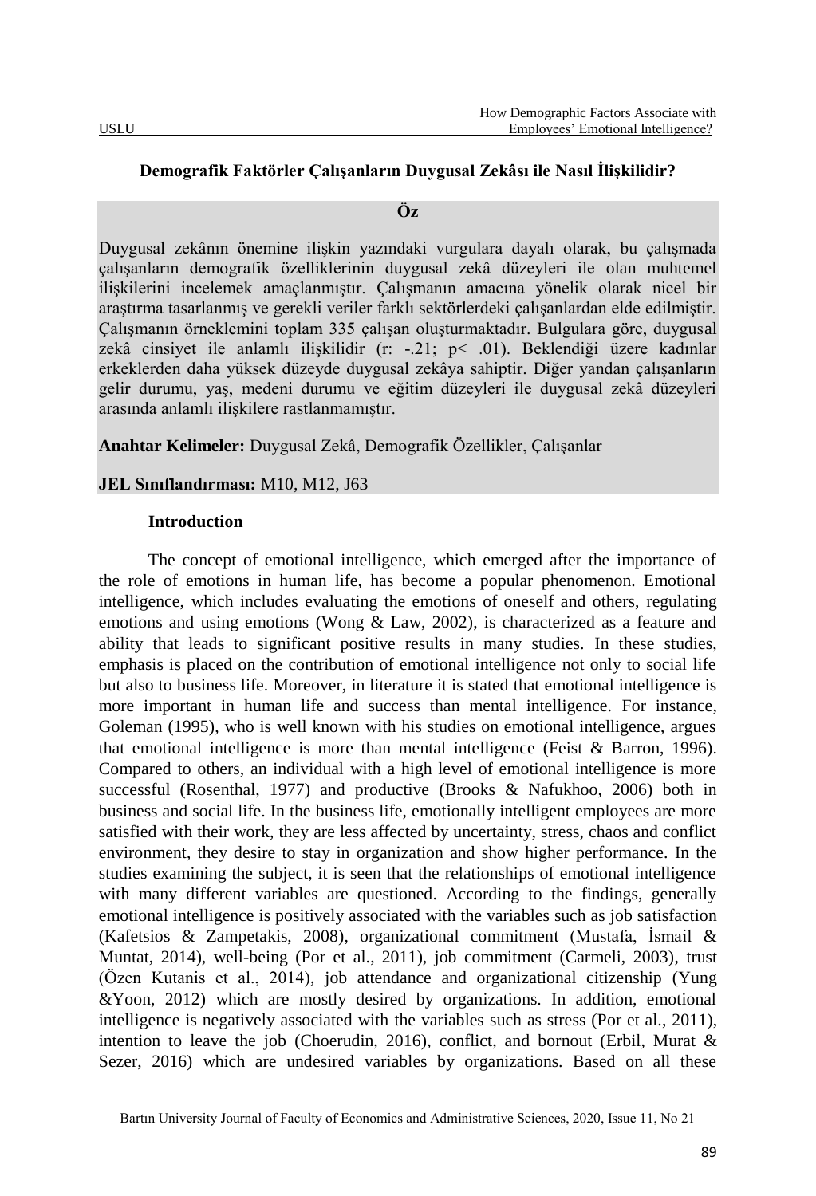**Demografik Faktörler Çalışanların Duygusal Zekâsı ile Nasıl İlişkilidir?**

**Öz**

Duygusal zekânın önemine ilişkin yazındaki vurgulara dayalı olarak, bu çalışmada çalışanların demografik özelliklerinin duygusal zekâ düzeyleri ile olan muhtemel ilişkilerini incelemek amaçlanmıştır. Çalışmanın amacına yönelik olarak nicel bir araştırma tasarlanmış ve gerekli veriler farklı sektörlerdeki çalışanlardan elde edilmiştir. Çalışmanın örneklemini toplam 335 çalışan oluşturmaktadır. Bulgulara göre, duygusal zekâ cinsiyet ile anlamlı ilişkilidir (r: -.21; p< .01). Beklendiği üzere kadınlar erkeklerden daha yüksek düzeyde duygusal zekâya sahiptir. Diğer yandan çalışanların gelir durumu, yaş, medeni durumu ve eğitim düzeyleri ile duygusal zekâ düzeyleri arasında anlamlı ilişkilere rastlanmamıştır.

**Anahtar Kelimeler:** Duygusal Zekâ, Demografik Özellikler, Çalışanlar

**JEL Sınıflandırması:** M10, M12, J63

## Introduction

The concept of emotional intelligence, which emerged after the importance of the role of emotions in human life, has become a popular phenomenon. Emotional intelligence, which includes evaluating the emotions of oneself and others, regulating emotions and using emotions (Wong & Law, 2002), is characterized as a feature and ability that leads to significant positive results in many studies. In these studies, emphasis is placed on the contribution of emotional intelligence not only to social life but also to business life. Moreover, in literature it is stated that emotional intelligence is more important in human life and success than mental intelligence. For instance, Goleman (1995), who is well known with his studies on emotional intelligence, argues that emotional intelligence is more than mental intelligence (Feist & Barron, 1996). Compared to others, an individual with a high level of emotional intelligence is more successful (Rosenthal, 1977) and productive (Brooks & Nafukhoo, 2006) both in business and social life. In the business life, emotionally intelligent employees are more satisfied with their work, they are less affected by uncertainty, stress, chaos and conflict environment, they desire to stay in organization and show higher performance. In the studies examining the subject, it is seen that the relationships of emotional intelligence with many different variables are questioned. According to the findings, generally emotional intelligence is positively associated with the variables such as job satisfaction (Kafetsios & Zampetakis, 2008), organizational commitment (Mustafa, İsmail & Muntat, 2014), well-being (Por et al., 2011), job commitment (Carmeli, 2003), trust (Özen Kutanis et al., 2014), job attendance and organizational citizenship (Yung &Yoon, 2012) which are mostly desired by organizations. In addition, emotional intelligence is negatively associated with the variables such as stress (Por et al., 2011), intention to leave the job (Choerudin, 2016), conflict, and bornout (Erbil, Murat & Sezer, 2016) which are undesired variables by organizations. Based on all these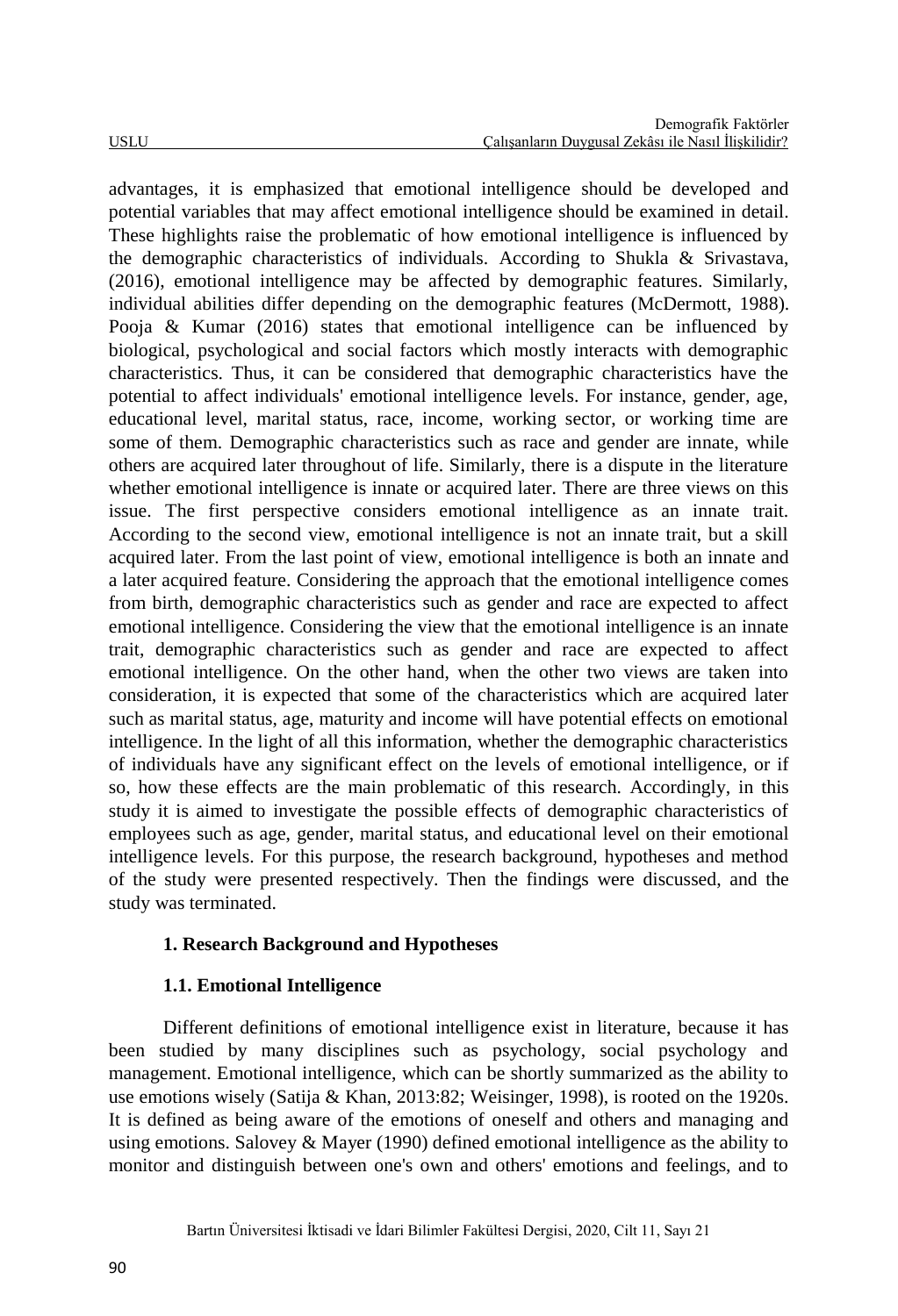advantages, it is emphasized that emotional intelligence should be developed and potential variables that may affect emotional intelligence should be examined in detail. These highlights raise the problematic of how emotional intelligence is influenced by the demographic characteristics of individuals. According to Shukla & Srivastava, (2016), emotional intelligence may be affected by demographic features. Similarly, individual abilities differ depending on the demographic features (McDermott, 1988). Pooja & Kumar (2016) states that emotional intelligence can be influenced by biological, psychological and social factors which mostly interacts with demographic characteristics. Thus, it can be considered that demographic characteristics have the potential to affect individuals' emotional intelligence levels. For instance, gender, age, educational level, marital status, race, income, working sector, or working time are some of them. Demographic characteristics such as race and gender are innate, while others are acquired later throughout of life. Similarly, there is a dispute in the literature whether emotional intelligence is innate or acquired later. There are three views on this issue. The first perspective considers emotional intelligence as an innate trait. According to the second view, emotional intelligence is not an innate trait, but a skill acquired later. From the last point of view, emotional intelligence is both an innate and a later acquired feature. Considering the approach that the emotional intelligence comes from birth, demographic characteristics such as gender and race are expected to affect emotional intelligence. Considering the view that the emotional intelligence is an innate trait, demographic characteristics such as gender and race are expected to affect emotional intelligence. On the other hand, when the other two views are taken into consideration, it is expected that some of the characteristics which are acquired later such as marital status, age, maturity and income will have potential effects on emotional intelligence. In the light of all this information, whether the demographic characteristics of individuals have any significant effect on the levels of emotional intelligence, or if so, how these effects are the main problematic of this research. Accordingly, in this study it is aimed to investigate the possible effects of demographic characteristics of employees such as age, gender, marital status, and educational level on their emotional intelligence levels. For this purpose, the research background, hypotheses and method of the study were presented respectively. Then the findings were discussed, and the study was terminated.

## 1. Research Background and Hypotheses

### 1.1. Emotional Intelligence

Different definitions of emotional intelligence exist in literature, because it has been studied by many disciplines such as psychology, social psychology and management. Emotional intelligence, which can be shortly summarized as the ability to use emotions wisely (Satija & Khan, 2013:82; Weisinger, 1998), is rooted on the 1920s. It is defined as being aware of the emotions of oneself and others and managing and using emotions. Salovey & Mayer (1990) defined emotional intelligence as the ability to monitor and distinguish between one's own and others' emotions and feelings, and to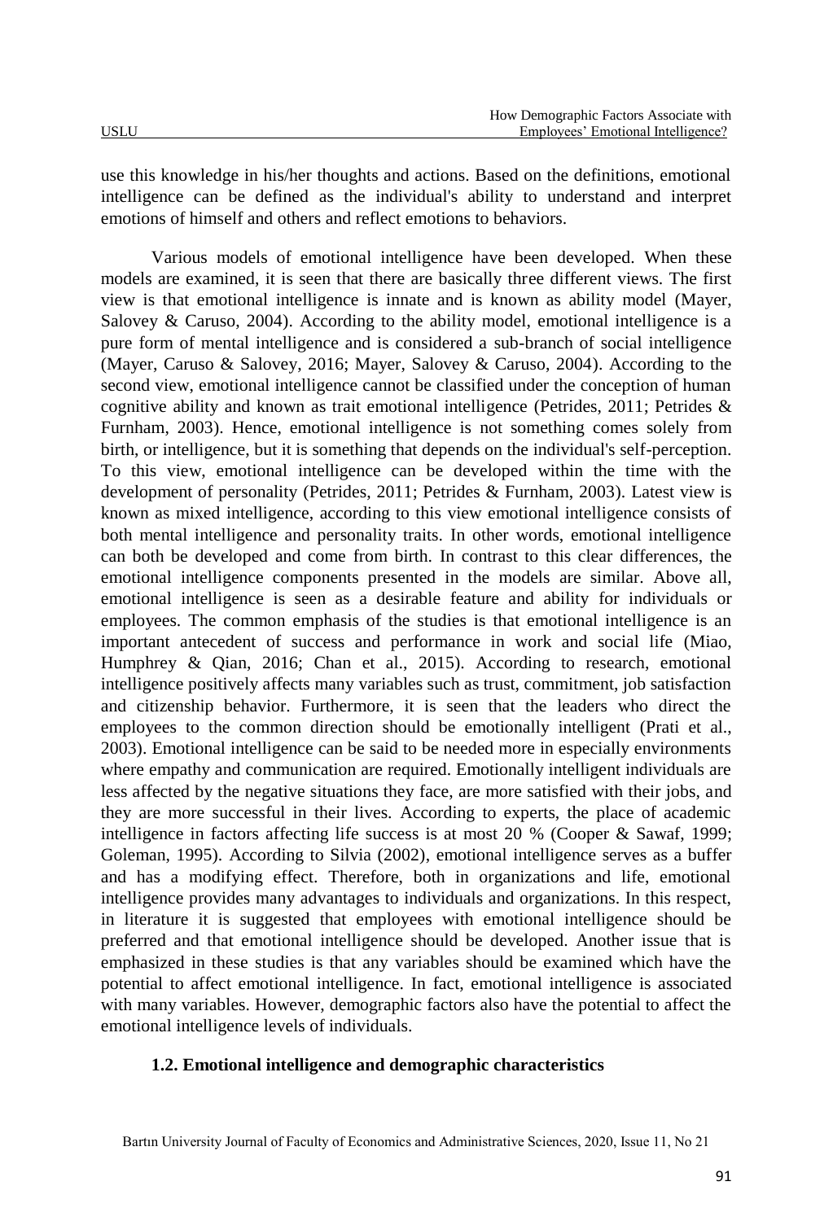use this knowledge in his/her thoughts and actions. Based on the definitions, emotional intelligence can be defined as the individual's ability to understand and interpret emotions of himself and others and reflect emotions to behaviors.

Various models of emotional intelligence have been developed. When these models are examined, it is seen that there are basically three different views. The first view is that emotional intelligence is innate and is known as ability model (Mayer, Salovey & Caruso, 2004). According to the ability model, emotional intelligence is a pure form of mental intelligence and is considered a sub-branch of social intelligence (Mayer, Caruso & Salovey, 2016; Mayer, Salovey & Caruso, 2004). According to the second view, emotional intelligence cannot be classified under the conception of human cognitive ability and known as trait emotional intelligence (Petrides, 2011; Petrides & Furnham, 2003). Hence, emotional intelligence is not something comes solely from birth, or intelligence, but it is something that depends on the individual's self-perception. To this view, emotional intelligence can be developed within the time with the development of personality (Petrides, 2011; Petrides & Furnham, 2003). Latest view is known as mixed intelligence, according to this view emotional intelligence consists of both mental intelligence and personality traits. In other words, emotional intelligence can both be developed and come from birth. In contrast to this clear differences, the emotional intelligence components presented in the models are similar. Above all, emotional intelligence is seen as a desirable feature and ability for individuals or employees. The common emphasis of the studies is that emotional intelligence is an important antecedent of success and performance in work and social life (Miao, Humphrey & Qian, 2016; Chan et al., 2015). According to research, emotional intelligence positively affects many variables such as trust, commitment, job satisfaction and citizenship behavior. Furthermore, it is seen that the leaders who direct the employees to the common direction should be emotionally intelligent (Prati et al., 2003). Emotional intelligence can be said to be needed more in especially environments where empathy and communication are required. Emotionally intelligent individuals are less affected by the negative situations they face, are more satisfied with their jobs, and they are more successful in their lives. According to experts, the place of academic intelligence in factors affecting life success is at most 20 % (Cooper & Sawaf, 1999; Goleman, 1995). According to Silvia (2002), emotional intelligence serves as a buffer and has a modifying effect. Therefore, both in organizations and life, emotional intelligence provides many advantages to individuals and organizations. In this respect, in literature it is suggested that employees with emotional intelligence should be preferred and that emotional intelligence should be developed. Another issue that is emphasized in these studies is that any variables should be examined which have the potential to affect emotional intelligence. In fact, emotional intelligence is associated with many variables. However, demographic factors also have the potential to affect the emotional intelligence levels of individuals.

### 1.2. Emotional intelligence and demographic characteristics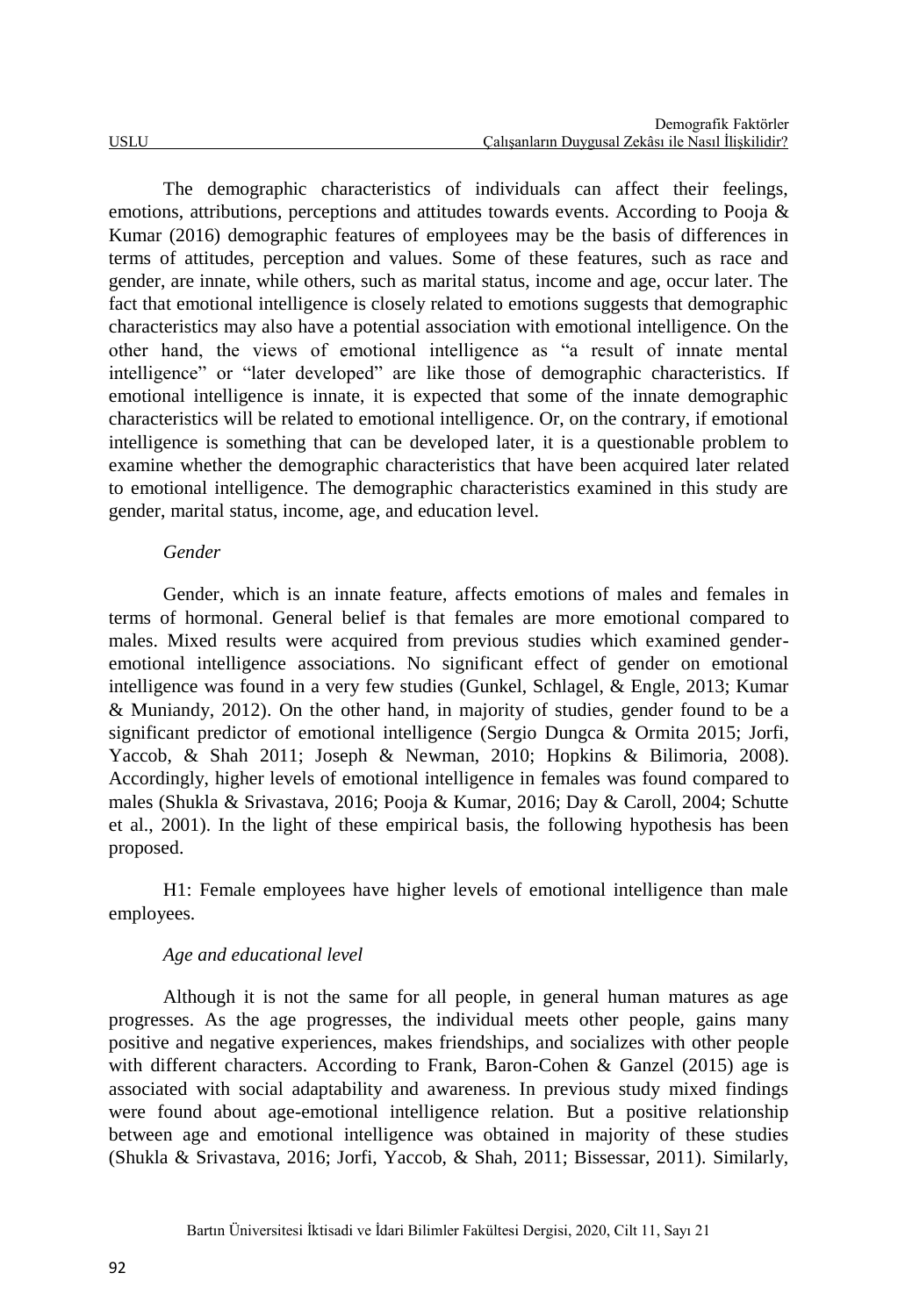The demographic characteristics of individuals can affect their feelings, emotions, attributions, perceptions and attitudes towards events. According to Pooja & Kumar (2016) demographic features of employees may be the basis of differences in terms of attitudes, perception and values. Some of these features, such as race and gender, are innate, while others, such as marital status, income and age, occur later. The fact that emotional intelligence is closely related to emotions suggests that demographic characteristics may also have a potential association with emotional intelligence. On the other hand, the views of emotional intelligence as "a result of innate mental intelligence" or "later developed" are like those of demographic characteristics. If emotional intelligence is innate, it is expected that some of the innate demographic characteristics will be related to emotional intelligence. Or, on the contrary, if emotional intelligence is something that can be developed later, it is a questionable problem to examine whether the demographic characteristics that have been acquired later related to emotional intelligence. The demographic characteristics examined in this study are gender, marital status, income, age, and education level.

*Gender*

Gender, which is an innate feature, affects emotions of males and females in terms of hormonal. General belief is that females are more emotional compared to males. Mixed results were acquired from previous studies which examined gender-emotional intelligence associations. No significant effect of gender on emotional intelligence was found in a very few studies (Gunkel, Schlagel, & Engle, 2013; Kumar & Muniandy, 2012). On the other hand, in majority of studies, gender found to be a significant predictor of emotional intelligence (Sergio Dungca & Ormita 2015; Jorfi, Yaccob, & Shah 2011; Joseph & Newman, 2010; Hopkins & Bilimoria, 2008). Accordingly, higher levels of emotional intelligence in females was found compared to males (Shukla & Srivastava, 2016; Pooja & Kumar, 2016; Day & Caroll, 2004; Schutte et al., 2001). In the light of these empirical basis, the following hypothesis has been proposed.

H1: Female employees have higher levels of emotional intelligence than male employees.

*Age and educational level*

Although it is not the same for all people, in general human matures as age progresses. As the age progresses, the individual meets other people, gains many positive and negative experiences, makes friendships, and socializes with other people with different characters. According to Frank, Baron-Cohen & Ganzel (2015) age is associated with social adaptability and awareness. In previous study mixed findings were found about age-emotional intelligence relation. But a positive relationship between age and emotional intelligence was obtained in majority of these studies (Shukla & Srivastava, 2016; Jorfi, Yaccob, & Shah, 2011; Bissessar, 2011). Similarly,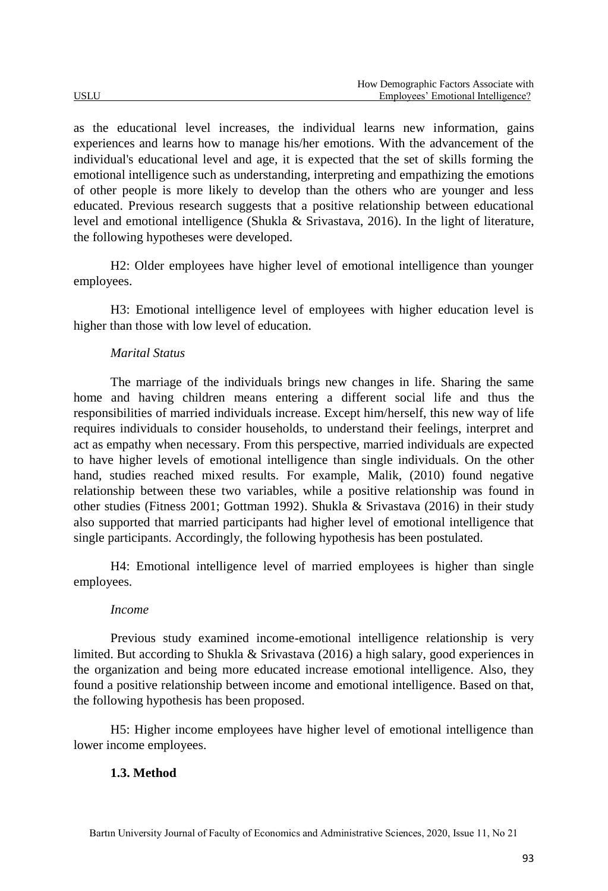as the educational level increases, the individual learns new information, gains experiences and learns how to manage his/her emotions. With the advancement of the individual's educational level and age, it is expected that the set of skills forming the emotional intelligence such as understanding, interpreting and empathizing the emotions of other people is more likely to develop than the others who are younger and less educated. Previous research suggests that a positive relationship between educational level and emotional intelligence (Shukla & Srivastava, 2016). In the light of literature, the following hypotheses were developed.

H2: Older employees have higher level of emotional intelligence than younger employees.

H3: Emotional intelligence level of employees with higher education level is higher than those with low level of education.

*Marital Status*

The marriage of the individuals brings new changes in life. Sharing the same home and having children means entering a different social life and thus the responsibilities of married individuals increase. Except him/herself, this new way of life requires individuals to consider households, to understand their feelings, interpret and act as empathy when necessary. From this perspective, married individuals are expected to have higher levels of emotional intelligence than single individuals. On the other hand, studies reached mixed results. For example, Malik, (2010) found negative relationship between these two variables, while a positive relationship was found in other studies (Fitness 2001; Gottman 1992). Shukla & Srivastava (2016) in their study also supported that married participants had higher level of emotional intelligence that single participants. Accordingly, the following hypothesis has been postulated.

H4: Emotional intelligence level of married employees is higher than single employees.

*Income*

Previous study examined income-emotional intelligence relationship is very limited. But according to Shukla & Srivastava (2016) a high salary, good experiences in the organization and being more educated increase emotional intelligence. Also, they found a positive relationship between income and emotional intelligence. Based on that, the following hypothesis has been proposed.

H5: Higher income employees have higher level of emotional intelligence than lower income employees.

### 1.3. Method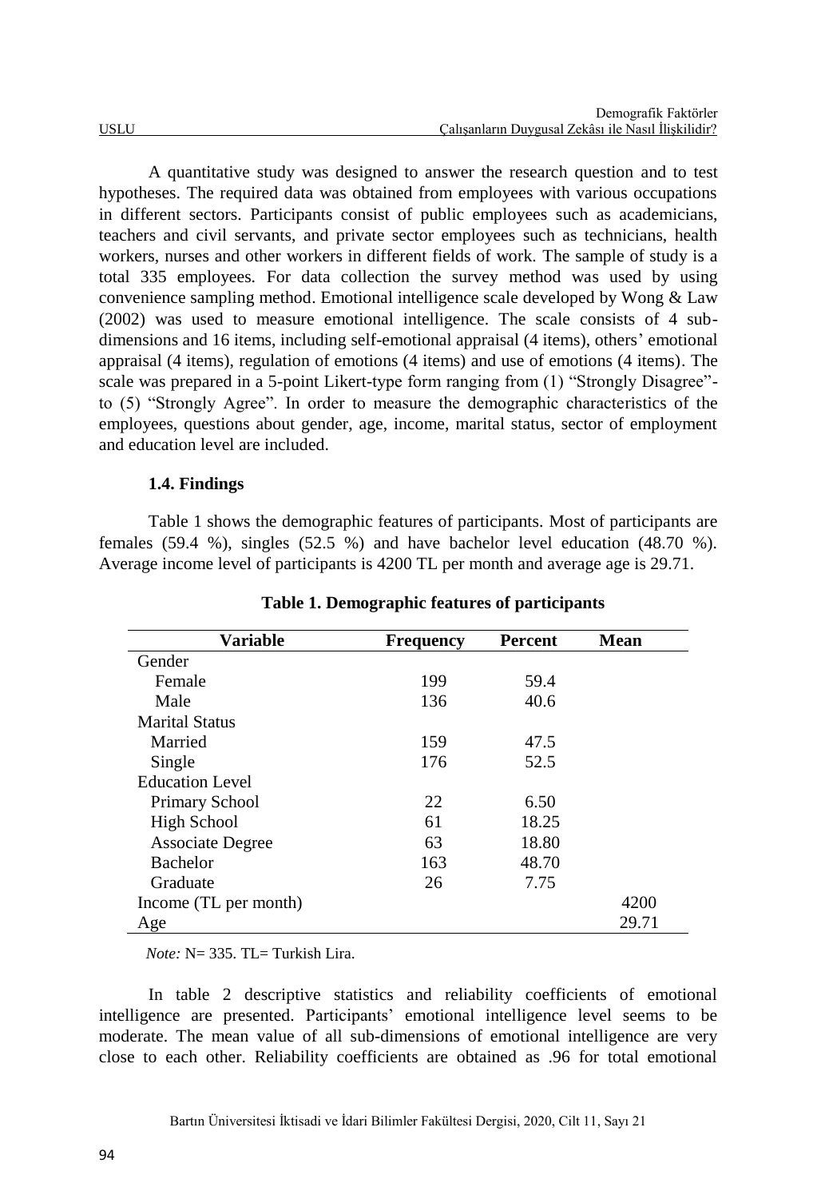A quantitative study was designed to answer the research question and to test hypotheses. The required data was obtained from employees with various occupations in different sectors. Participants consist of public employees such as academicians, teachers and civil servants, and private sector employees such as technicians, health workers, nurses and other workers in different fields of work. The sample of study is a total 335 employees. For data collection the survey method was used by using convenience sampling method. Emotional intelligence scale developed by Wong & Law (2002) was used to measure emotional intelligence. The scale consists of 4 sub-dimensions and 16 items, including self-emotional appraisal (4 items), others' emotional appraisal (4 items), regulation of emotions (4 items) and use of emotions (4 items). The scale was prepared in a 5-point Likert-type form ranging from (1) "Strongly Disagree"- to (5) "Strongly Agree". In order to measure the demographic characteristics of the employees, questions about gender, age, income, marital status, sector of employment and education level are included.

### 1.4. Findings

Table 1 shows the demographic features of participants. Most of participants are females (59.4 %), singles (52.5 %) and have bachelor level education (48.70 %). Average income level of participants is 4200 TL per month and average age is 29.71.

**Table 1. Demographic features of participants**

| Variable | Frequency | Percent | Mean |
|---|---|---|---|
| Gender | | | |
| Female | 199 | 59.4 | |
| Male | 136 | 40.6 | |
| Marital Status | | | |
| Married | 159 | 47.5 | |
| Single | 176 | 52.5 | |
| Education Level | | | |
| Primary School | 22 | 6.50 | |
| High School | 61 | 18.25 | |
| Associate Degree | 63 | 18.80 | |
| Bachelor | 163 | 48.70 | |
| Graduate | 26 | 7.75 | |
| Income (TL per month) | | | 4200 |
| Age | | | 29.71 |

*Note:* N= 335. TL= Turkish Lira.

In table 2 descriptive statistics and reliability coefficients of emotional intelligence are presented. Participants' emotional intelligence level seems to be moderate. The mean value of all sub-dimensions of emotional intelligence are very close to each other. Reliability coefficients are obtained as .96 for total emotional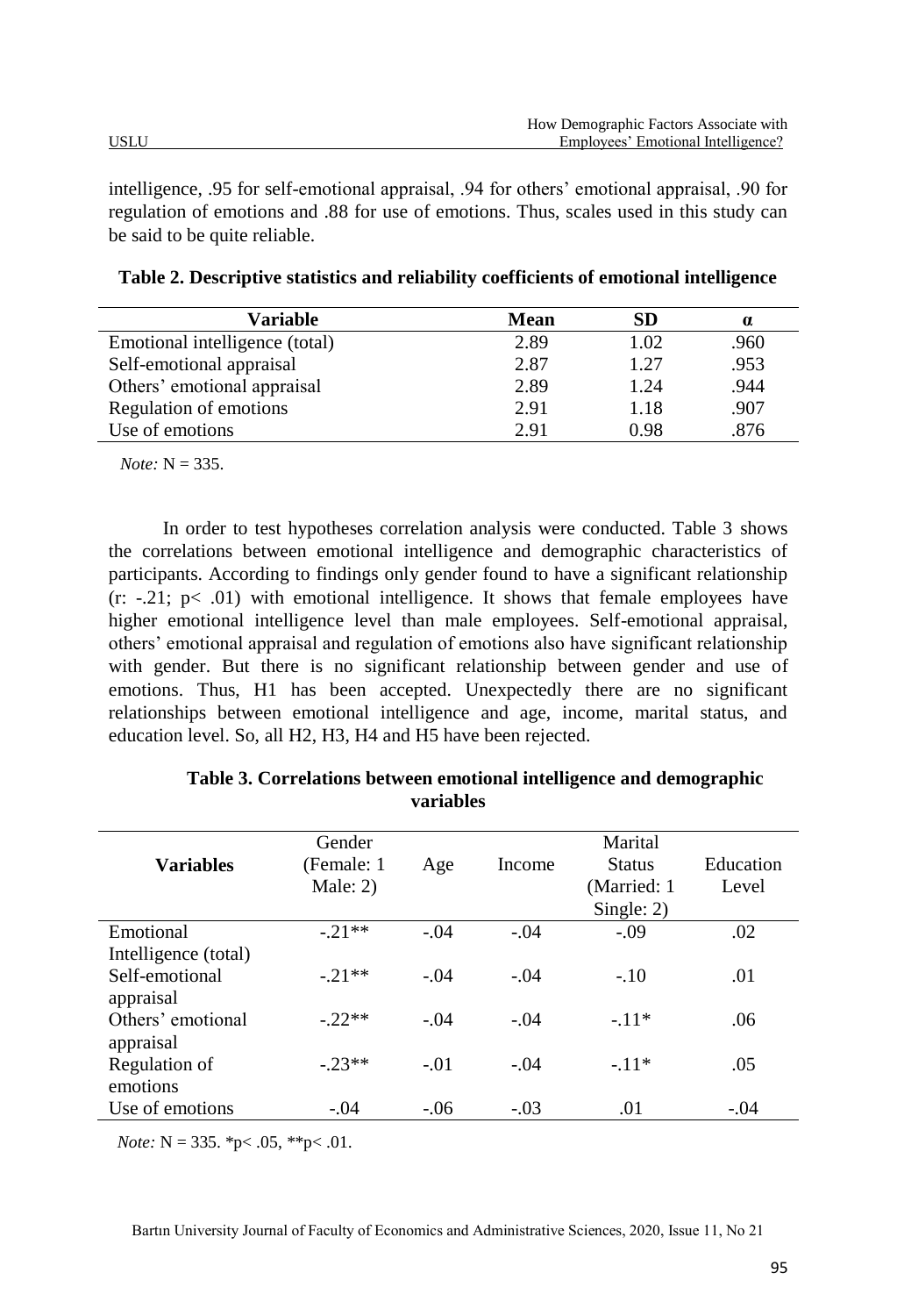intelligence, .95 for self-emotional appraisal, .94 for others' emotional appraisal, .90 for regulation of emotions and .88 for use of emotions. Thus, scales used in this study can be said to be quite reliable.

**Table 2. Descriptive statistics and reliability coefficients of emotional intelligence**

| Variable | Mean | SD | α |
|---|---|---|---|
| Emotional intelligence (total) | 2.89 | 1.02 | .960 |
| Self-emotional appraisal | 2.87 | 1.27 | .953 |
| Others' emotional appraisal | 2.89 | 1.24 | .944 |
| Regulation of emotions | 2.91 | 1.18 | .907 |
| Use of emotions | 2.91 | 0.98 | .876 |

*Note:* N = 335.

In order to test hypotheses correlation analysis were conducted. Table 3 shows the correlations between emotional intelligence and demographic characteristics of participants. According to findings only gender found to have a significant relationship (r: -.21; p< .01) with emotional intelligence. It shows that female employees have higher emotional intelligence level than male employees. Self-emotional appraisal, others' emotional appraisal and regulation of emotions also have significant relationship with gender. But there is no significant relationship between gender and use of emotions. Thus, H1 has been accepted. Unexpectedly there are no significant relationships between emotional intelligence and age, income, marital status, and education level. So, all H2, H3, H4 and H5 have been rejected.

**Table 3. Correlations between emotional intelligence and demographic variables**

| Variables | Gender (Female: 1 Male: 2) | Age | Income | Marital Status (Married: 1 Single: 2) | Education Level |
|---|---|---|---|---|---|
| Emotional Intelligence (total) | -.21** | -.04 | -.04 | -.09 | .02 |
| Self-emotional appraisal | -.21** | -.04 | -.04 | -.10 | .01 |
| Others' emotional appraisal | -.22** | -.04 | -.04 | -.11* | .06 |
| Regulation of emotions | -.23** | -.01 | -.04 | -.11* | .05 |
| Use of emotions | -.04 | -.06 | -.03 | .01 | -.04 |

*Note:* N = 335. *p< .05, **p< .01.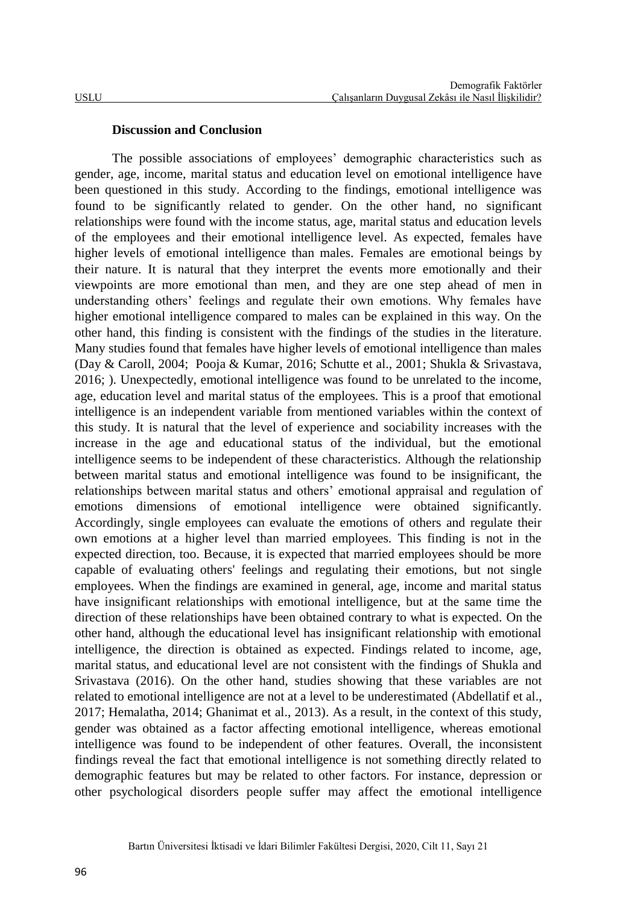### Discussion and Conclusion

The possible associations of employees' demographic characteristics such as gender, age, income, marital status and education level on emotional intelligence have been questioned in this study. According to the findings, emotional intelligence was found to be significantly related to gender. On the other hand, no significant relationships were found with the income status, age, marital status and education levels of the employees and their emotional intelligence level. As expected, females have higher levels of emotional intelligence than males. Females are emotional beings by their nature. It is natural that they interpret the events more emotionally and their viewpoints are more emotional than men, and they are one step ahead of men in understanding others' feelings and regulate their own emotions. Why females have higher emotional intelligence compared to males can be explained in this way. On the other hand, this finding is consistent with the findings of the studies in the literature. Many studies found that females have higher levels of emotional intelligence than males (Day & Caroll, 2004; Pooja & Kumar, 2016; Schutte et al., 2001; Shukla & Srivastava, 2016; ). Unexpectedly, emotional intelligence was found to be unrelated to the income, age, education level and marital status of the employees. This is a proof that emotional intelligence is an independent variable from mentioned variables within the context of this study. It is natural that the level of experience and sociability increases with the increase in the age and educational status of the individual, but the emotional intelligence seems to be independent of these characteristics. Although the relationship between marital status and emotional intelligence was found to be insignificant, the relationships between marital status and others' emotional appraisal and regulation of emotions dimensions of emotional intelligence were obtained significantly. Accordingly, single employees can evaluate the emotions of others and regulate their own emotions at a higher level than married employees. This finding is not in the expected direction, too. Because, it is expected that married employees should be more capable of evaluating others' feelings and regulating their emotions, but not single employees. When the findings are examined in general, age, income and marital status have insignificant relationships with emotional intelligence, but at the same time the direction of these relationships have been obtained contrary to what is expected. On the other hand, although the educational level has insignificant relationship with emotional intelligence, the direction is obtained as expected. Findings related to income, age, marital status, and educational level are not consistent with the findings of Shukla and Srivastava (2016). On the other hand, studies showing that these variables are not related to emotional intelligence are not at a level to be underestimated (Abdellatif et al., 2017; Hemalatha, 2014; Ghanimat et al., 2013). As a result, in the context of this study, gender was obtained as a factor affecting emotional intelligence, whereas emotional intelligence was found to be independent of other features. Overall, the inconsistent findings reveal the fact that emotional intelligence is not something directly related to demographic features but may be related to other factors. For instance, depression or other psychological disorders people suffer may affect the emotional intelligence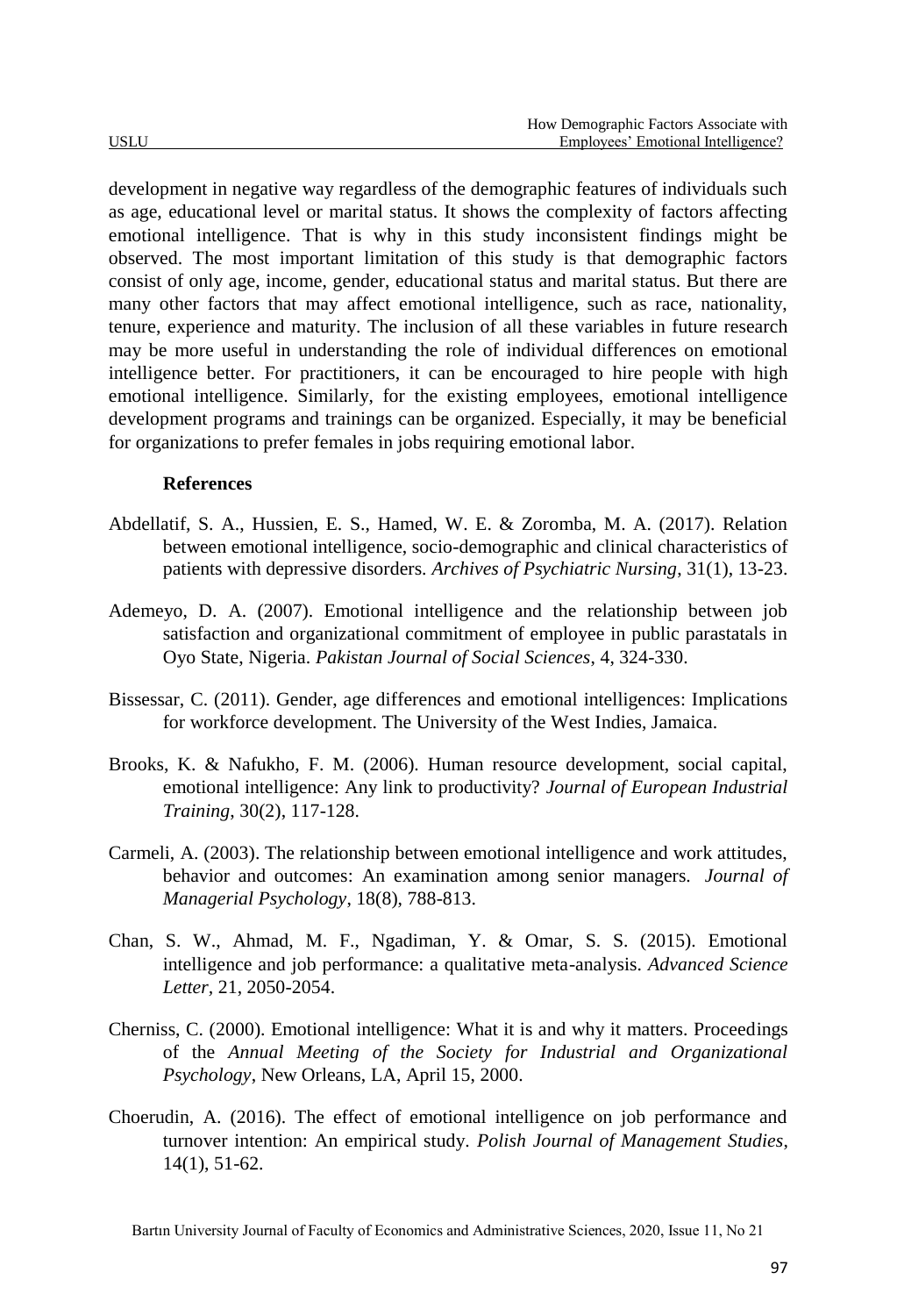development in negative way regardless of the demographic features of individuals such as age, educational level or marital status. It shows the complexity of factors affecting emotional intelligence. That is why in this study inconsistent findings might be observed. The most important limitation of this study is that demographic factors consist of only age, income, gender, educational status and marital status. But there are many other factors that may affect emotional intelligence, such as race, nationality, tenure, experience and maturity. The inclusion of all these variables in future research may be more useful in understanding the role of individual differences on emotional intelligence better. For practitioners, it can be encouraged to hire people with high emotional intelligence. Similarly, for the existing employees, emotional intelligence development programs and trainings can be organized. Especially, it may be beneficial for organizations to prefer females in jobs requiring emotional labor.

## References

Abdellatif, S. A., Hussien, E. S., Hamed, W. E. & Zoromba, M. A. (2017). Relation between emotional intelligence, socio-demographic and clinical characteristics of patients with depressive disorders. *Archives of Psychiatric Nursing*, 31(1), 13-23.

Ademeyo, D. A. (2007). Emotional intelligence and the relationship between job satisfaction and organizational commitment of employee in public parastatals in Oyo State, Nigeria. *Pakistan Journal of Social Sciences*, 4, 324-330.

Bissessar, C. (2011). Gender, age differences and emotional intelligences: Implications for workforce development. The University of the West Indies, Jamaica.

Brooks, K. & Nafukho, F. M. (2006). Human resource development, social capital, emotional intelligence: Any link to productivity? *Journal of European Industrial Training*, 30(2), 117-128.

Carmeli, A. (2003). The relationship between emotional intelligence and work attitudes, behavior and outcomes: An examination among senior managers. *Journal of Managerial Psychology*, 18(8), 788-813.

Chan, S. W., Ahmad, M. F., Ngadiman, Y. & Omar, S. S. (2015). Emotional intelligence and job performance: a qualitative meta-analysis. *Advanced Science Letter*, 21, 2050-2054.

Cherniss, C. (2000). Emotional intelligence: What it is and why it matters. Proceedings of the *Annual Meeting of the Society for Industrial and Organizational Psychology*, New Orleans, LA, April 15, 2000.

Choerudin, A. (2016). The effect of emotional intelligence on job performance and turnover intention: An empirical study. *Polish Journal of Management Studies*, 14(1), 51-62.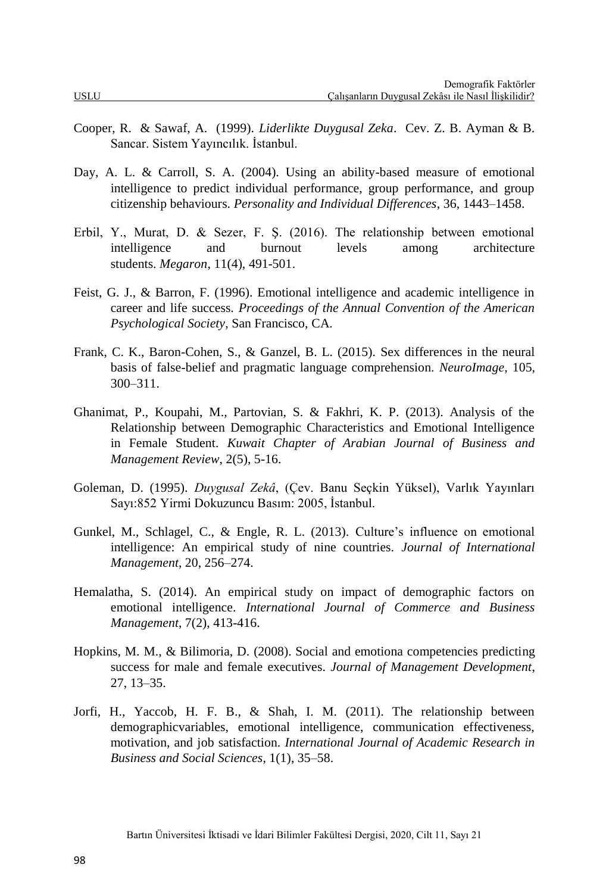Cooper, R. & Sawaf, A. (1999). *Liderlikte Duygusal Zeka*. Cev. Z. B. Ayman & B. Sancar. Sistem Yayıncılık. İstanbul.

Day, A. L. & Carroll, S. A. (2004). Using an ability-based measure of emotional intelligence to predict individual performance, group performance, and group citizenship behaviours. *Personality and Individual Differences*, 36, 1443–1458.

Erbil, Y., Murat, D. & Sezer, F. Ş. (2016). The relationship between emotional intelligence and burnout levels among architecture students. *Megaron*, 11(4), 491-501.

Feist, G. J., & Barron, F. (1996). Emotional intelligence and academic intelligence in career and life success. *Proceedings of the Annual Convention of the American Psychological Society*, San Francisco, CA.

Frank, C. K., Baron-Cohen, S., & Ganzel, B. L. (2015). Sex differences in the neural basis of false-belief and pragmatic language comprehension. *NeuroImage*, 105, 300–311.

Ghanimat, P., Koupahi, M., Partovian, S. & Fakhri, K. P. (2013). Analysis of the Relationship between Demographic Characteristics and Emotional Intelligence in Female Student. *Kuwait Chapter of Arabian Journal of Business and Management Review*, 2(5), 5-16.

Goleman, D. (1995). *Duygusal Zekâ*, (Çev. Banu Seçkin Yüksel), Varlık Yayınları Sayı:852 Yirmi Dokuzuncu Basım: 2005, İstanbul.

Gunkel, M., Schlagel, C., & Engle, R. L. (2013). Culture's influence on emotional intelligence: An empirical study of nine countries. *Journal of International Management*, 20, 256–274.

Hemalatha, S. (2014). An empirical study on impact of demographic factors on emotional intelligence. *International Journal of Commerce and Business Management*, 7(2), 413-416.

Hopkins, M. M., & Bilimoria, D. (2008). Social and emotiona competencies predicting success for male and female executives. *Journal of Management Development*, 27, 13–35.

Jorfi, H., Yaccob, H. F. B., & Shah, I. M. (2011). The relationship between demographicvariables, emotional intelligence, communication effectiveness, motivation, and job satisfaction. *International Journal of Academic Research in Business and Social Sciences*, 1(1), 35–58.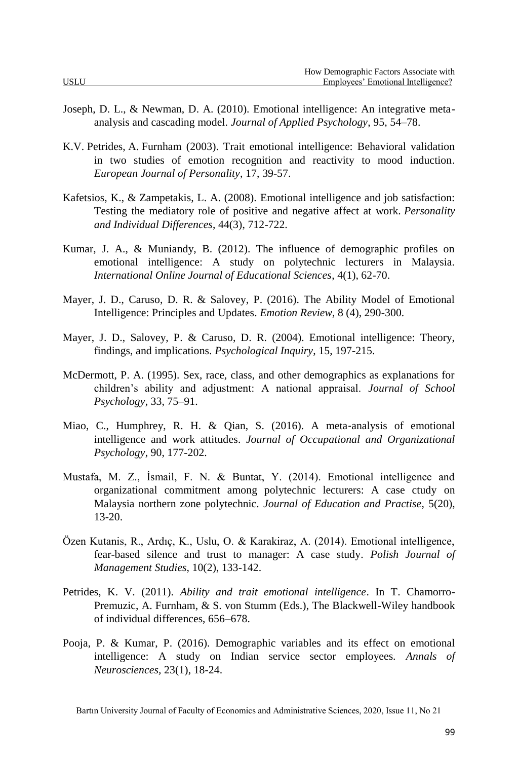Joseph, D. L., & Newman, D. A. (2010). Emotional intelligence: An integrative meta-analysis and cascading model. *Journal of Applied Psychology*, 95, 54–78.

K.V. Petrides, A. Furnham (2003). Trait emotional intelligence: Behavioral validation in two studies of emotion recognition and reactivity to mood induction. *European Journal of Personality*, 17, 39-57.

Kafetsios, K., & Zampetakis, L. A. (2008). Emotional intelligence and job satisfaction: Testing the mediatory role of positive and negative affect at work. *Personality and Individual Differences*, 44(3), 712-722.

Kumar, J. A., & Muniandy, B. (2012). The influence of demographic profiles on emotional intelligence: A study on polytechnic lecturers in Malaysia. *International Online Journal of Educational Sciences*, 4(1), 62-70.

Mayer, J. D., Caruso, D. R. & Salovey, P. (2016). The Ability Model of Emotional Intelligence: Principles and Updates. *Emotion Review,* 8 (4), 290-300.

Mayer, J. D., Salovey, P. & Caruso, D. R. (2004). Emotional intelligence: Theory, findings, and implications. *Psychological Inquiry*, 15, 197-215.

McDermott, P. A. (1995). Sex, race, class, and other demographics as explanations for children's ability and adjustment: A national appraisal. *Journal of School Psychology*, 33, 75–91.

Miao, C., Humphrey, R. H. & Qian, S. (2016). A meta-analysis of emotional intelligence and work attitudes. *Journal of Occupational and Organizational Psychology*, 90, 177-202.

Mustafa, M. Z., İsmail, F. N. & Buntat, Y. (2014). Emotional intelligence and organizational commitment among polytechnic lecturers: A case ctudy on Malaysia northern zone polytechnic. *Journal of Education and Practise*, 5(20), 13-20.

Özen Kutanis, R., Ardıç, K., Uslu, O. & Karakiraz, A. (2014). Emotional intelligence, fear-based silence and trust to manager: A case study. *Polish Journal of Management Studies*, 10(2), 133-142.

Petrides, K. V. (2011). *Ability and trait emotional intelligence*. In T. Chamorro-Premuzic, A. Furnham, & S. von Stumm (Eds.), The Blackwell-Wiley handbook of individual differences, 656–678.

Pooja, P. & Kumar, P. (2016). Demographic variables and its effect on emotional intelligence: A study on Indian service sector employees. *Annals of Neurosciences*, 23(1), 18-24.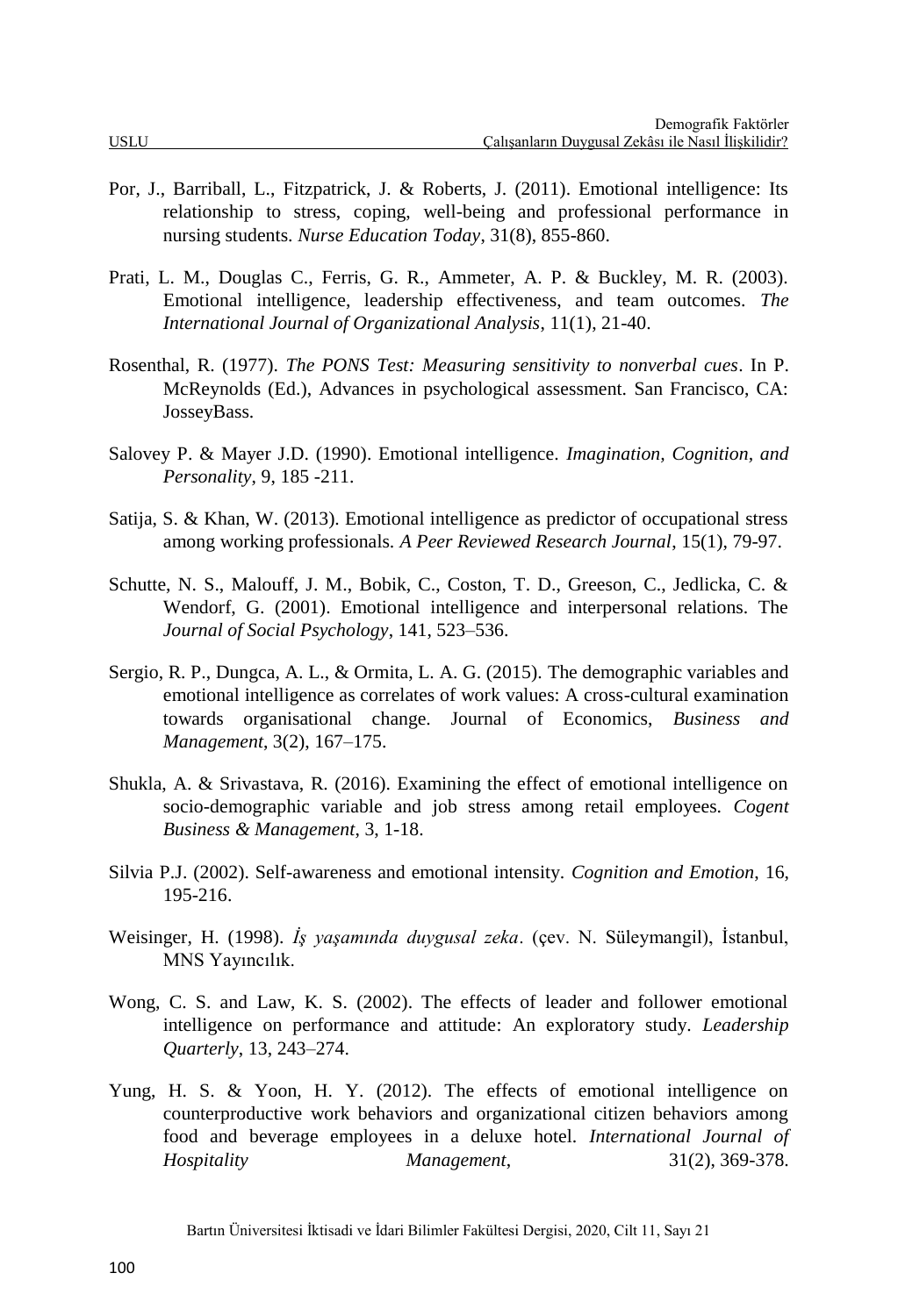Por, J., Barriball, L., Fitzpatrick, J. & Roberts, J. (2011). Emotional intelligence: Its relationship to stress, coping, well-being and professional performance in nursing students. *Nurse Education Today*, 31(8), 855-860.

Prati, L. M., Douglas C., Ferris, G. R., Ammeter, A. P. & Buckley, M. R. (2003). Emotional intelligence, leadership effectiveness, and team outcomes. *The International Journal of Organizational Analysis*, 11(1), 21-40.

Rosenthal, R. (1977). *The PONS Test: Measuring sensitivity to nonverbal cues*. In P. McReynolds (Ed.), Advances in psychological assessment. San Francisco, CA: JosseyBass.

Salovey P. & Mayer J.D. (1990). Emotional intelligence. *Imagination, Cognition, and Personality*, 9, 185 -211.

Satija, S. & Khan, W. (2013). Emotional intelligence as predictor of occupational stress among working professionals. *A Peer Reviewed Research Journal*, 15(1), 79-97.

Schutte, N. S., Malouff, J. M., Bobik, C., Coston, T. D., Greeson, C., Jedlicka, C. & Wendorf, G. (2001). Emotional intelligence and interpersonal relations. The *Journal of Social Psychology*, 141, 523–536.

Sergio, R. P., Dungca, A. L., & Ormita, L. A. G. (2015). The demographic variables and emotional intelligence as correlates of work values: A cross-cultural examination towards organisational change. Journal of Economics, *Business and Management*, 3(2), 167–175.

Shukla, A. & Srivastava, R. (2016). Examining the effect of emotional intelligence on socio-demographic variable and job stress among retail employees. *Cogent Business & Management*, 3, 1-18.

Silvia P.J. (2002). Self-awareness and emotional intensity. *Cognition and Emotion*, 16, 195-216.

Weisinger, H. (1998). *İş yaşamında duygusal zeka*. (çev. N. Süleymangil), İstanbul, MNS Yayıncılık.

Wong, C. S. and Law, K. S. (2002). The effects of leader and follower emotional intelligence on performance and attitude: An exploratory study. *Leadership Quarterly*, 13, 243–274.

Yung, H. S. & Yoon, H. Y. (2012). The effects of emotional intelligence on counterproductive work behaviors and organizational citizen behaviors among food and beverage employees in a deluxe hotel. *International Journal of Hospitality Management*, 31(2), 369-378.